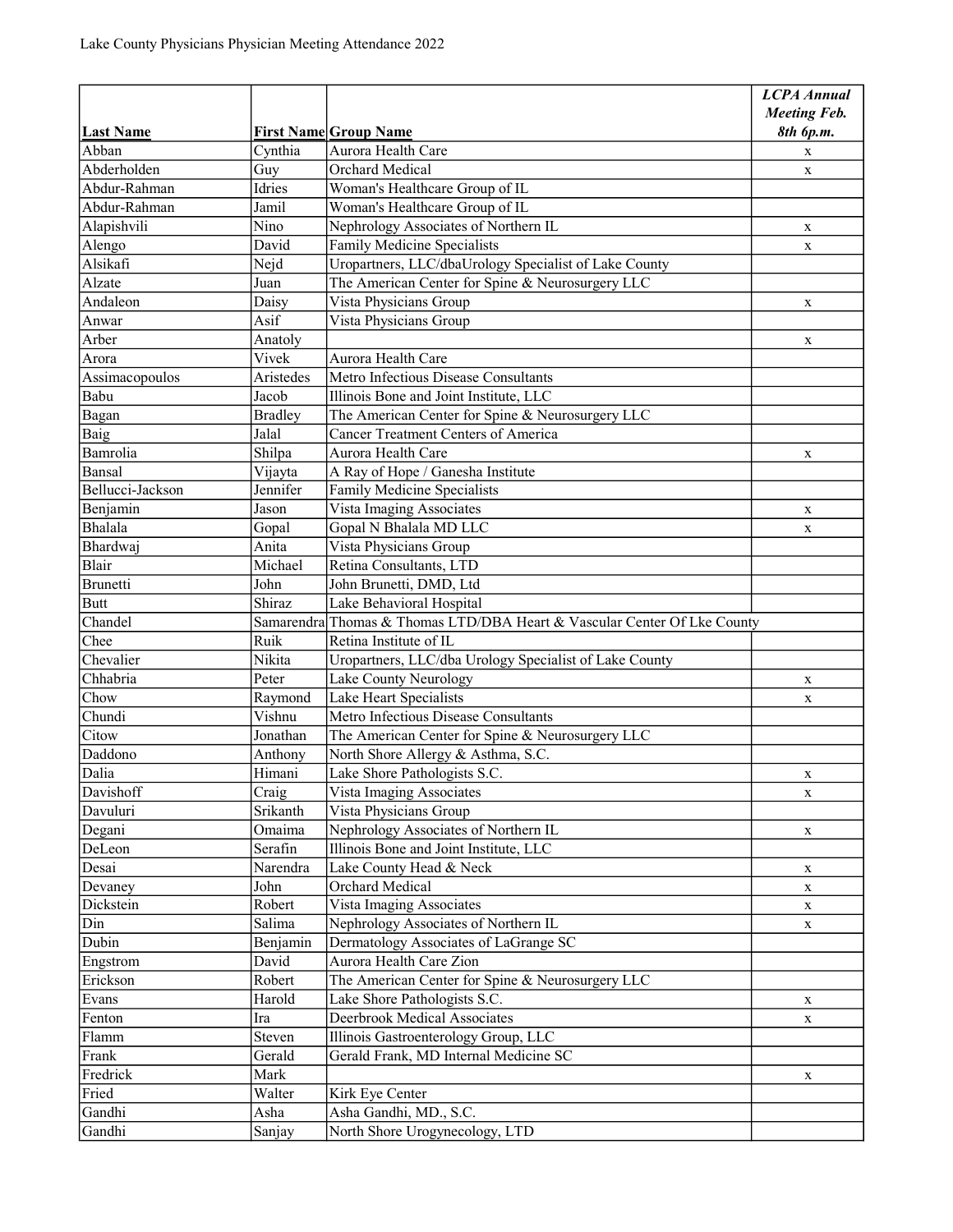Lake County Physicians Physician Meeting Attendance 2022

| Last Name | First Name | Group Name | *LCPA Annual Meeting Feb. 8th 6p.m.* |
|---|---|---|---|
| Abban | Cynthia | Aurora Health Care | x |
| Abderholden | Guy | Orchard Medical | x |
| Abdur-Rahman | Idries | Woman's Healthcare Group of IL | |
| Abdur-Rahman | Jamil | Woman's Healthcare Group of IL | |
| Alapishvili | Nino | Nephrology Associates of Northern IL | x |
| Alengo | David | Family Medicine Specialists | x |
| Alsikafi | Nejd | Uropartners, LLC/dbaUrology Specialist of Lake County | |
| Alzate | Juan | The American Center for Spine & Neurosurgery LLC | |
| Andaleon | Daisy | Vista Physicians Group | x |
| Anwar | Asif | Vista Physicians Group | |
| Arber | Anatoly | | x |
| Arora | Vivek | Aurora Health Care | |
| Assimacopoulos | Aristedes | Metro Infectious Disease Consultants | |
| Babu | Jacob | Illinois Bone and Joint Institute, LLC | |
| Bagan | Bradley | The American Center for Spine & Neurosurgery LLC | |
| Baig | Jalal | Cancer Treatment Centers of America | |
| Bamrolia | Shilpa | Aurora Health Care | x |
| Bansal | Vijayta | A Ray of Hope / Ganesha Institute | |
| Bellucci-Jackson | Jennifer | Family Medicine Specialists | |
| Benjamin | Jason | Vista Imaging Associates | x |
| Bhalala | Gopal | Gopal N Bhalala MD LLC | x |
| Bhardwaj | Anita | Vista Physicians Group | |
| Blair | Michael | Retina Consultants, LTD | |
| Brunetti | John | John Brunetti, DMD, Ltd | |
| Butt | Shiraz | Lake Behavioral Hospital | |
| Chandel | Samarendra | Thomas & Thomas LTD/DBA Heart & Vascular Center Of Lke County | |
| Chee | Ruik | Retina Institute of IL | |
| Chevalier | Nikita | Uropartners, LLC/dba Urology Specialist of Lake County | |
| Chhabria | Peter | Lake County Neurology | x |
| Chow | Raymond | Lake Heart Specialists | x |
| Chundi | Vishnu | Metro Infectious Disease Consultants | |
| Citow | Jonathan | The American Center for Spine & Neurosurgery LLC | |
| Daddono | Anthony | North Shore Allergy & Asthma, S.C. | |
| Dalia | Himani | Lake Shore Pathologists S.C. | x |
| Davishoff | Craig | Vista Imaging Associates | x |
| Davuluri | Srikanth | Vista Physicians Group | |
| Degani | Omaima | Nephrology Associates of Northern IL | x |
| DeLeon | Serafin | Illinois Bone and Joint Institute, LLC | |
| Desai | Narendra | Lake County Head & Neck | x |
| Devaney | John | Orchard Medical | x |
| Dickstein | Robert | Vista Imaging Associates | x |
| Din | Salima | Nephrology Associates of Northern IL | x |
| Dubin | Benjamin | Dermatology Associates of LaGrange SC | |
| Engstrom | David | Aurora Health Care Zion | |
| Erickson | Robert | The American Center for Spine & Neurosurgery LLC | |
| Evans | Harold | Lake Shore Pathologists S.C. | x |
| Fenton | Ira | Deerbrook Medical Associates | x |
| Flamm | Steven | Illinois Gastroenterology Group, LLC | |
| Frank | Gerald | Gerald Frank, MD Internal Medicine SC | |
| Fredrick | Mark | | x |
| Fried | Walter | Kirk Eye Center | |
| Gandhi | Asha | Asha Gandhi, MD., S.C. | |
| Gandhi | Sanjay | North Shore Urogynecology, LTD | |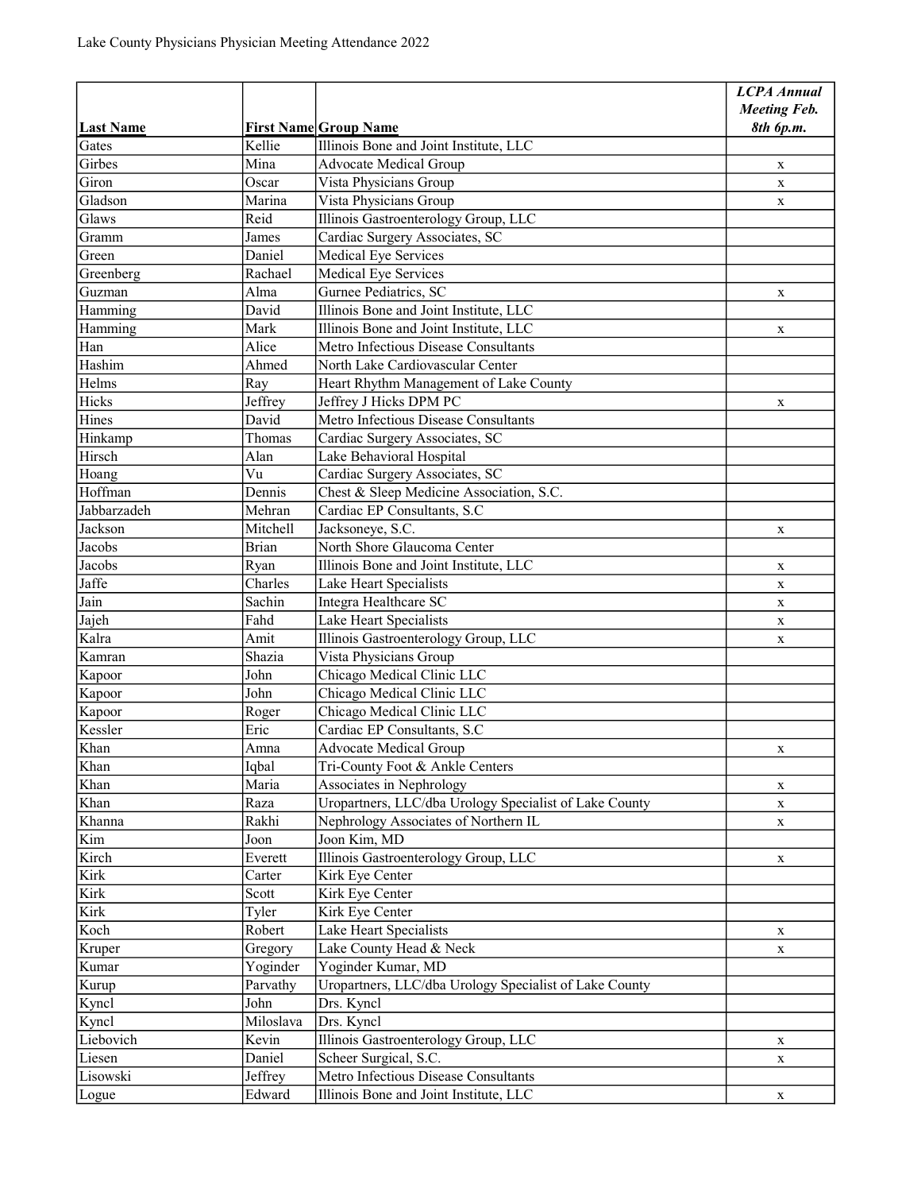Lake County Physicians Physician Meeting Attendance 2022

| Last Name | First Name | Group Name | LCPA Annual Meeting Feb. 8th 6p.m. |
|---|---|---|---|
| Gates | Kellie | Illinois Bone and Joint Institute, LLC | |
| Girbes | Mina | Advocate Medical Group | x |
| Giron | Oscar | Vista Physicians Group | x |
| Gladson | Marina | Vista Physicians Group | x |
| Glaws | Reid | Illinois Gastroenterology Group, LLC | |
| Gramm | James | Cardiac Surgery Associates, SC | |
| Green | Daniel | Medical Eye Services | |
| Greenberg | Rachael | Medical Eye Services | |
| Guzman | Alma | Gurnee Pediatrics, SC | x |
| Hamming | David | Illinois Bone and Joint Institute, LLC | |
| Hamming | Mark | Illinois Bone and Joint Institute, LLC | x |
| Han | Alice | Metro Infectious Disease Consultants | |
| Hashim | Ahmed | North Lake Cardiovascular Center | |
| Helms | Ray | Heart Rhythm Management of Lake County | |
| Hicks | Jeffrey | Jeffrey J Hicks DPM PC | x |
| Hines | David | Metro Infectious Disease Consultants | |
| Hinkamp | Thomas | Cardiac Surgery Associates, SC | |
| Hirsch | Alan | Lake Behavioral Hospital | |
| Hoang | Vu | Cardiac Surgery Associates, SC | |
| Hoffman | Dennis | Chest & Sleep Medicine Association, S.C. | |
| Jabbarzadeh | Mehran | Cardiac EP Consultants, S.C | |
| Jackson | Mitchell | Jacksoneye, S.C. | x |
| Jacobs | Brian | North Shore Glaucoma Center | |
| Jacobs | Ryan | Illinois Bone and Joint Institute, LLC | x |
| Jaffe | Charles | Lake Heart Specialists | x |
| Jain | Sachin | Integra Healthcare SC | x |
| Jajeh | Fahd | Lake Heart Specialists | x |
| Kalra | Amit | Illinois Gastroenterology Group, LLC | x |
| Kamran | Shazia | Vista Physicians Group | |
| Kapoor | John | Chicago Medical Clinic LLC | |
| Kapoor | John | Chicago Medical Clinic LLC | |
| Kapoor | Roger | Chicago Medical Clinic LLC | |
| Kessler | Eric | Cardiac EP Consultants, S.C | |
| Khan | Amna | Advocate Medical Group | x |
| Khan | Iqbal | Tri-County Foot & Ankle Centers | |
| Khan | Maria | Associates in Nephrology | x |
| Khan | Raza | Uropartners, LLC/dba Urology Specialist of Lake County | x |
| Khanna | Rakhi | Nephrology Associates of Northern IL | x |
| Kim | Joon | Joon Kim, MD | |
| Kirch | Everett | Illinois Gastroenterology Group, LLC | x |
| Kirk | Carter | Kirk Eye Center | |
| Kirk | Scott | Kirk Eye Center | |
| Kirk | Tyler | Kirk Eye Center | |
| Koch | Robert | Lake Heart Specialists | x |
| Kruper | Gregory | Lake County Head & Neck | x |
| Kumar | Yoginder | Yoginder Kumar, MD | |
| Kurup | Parvathy | Uropartners, LLC/dba Urology Specialist of Lake County | |
| Kyncl | John | Drs. Kyncl | |
| Kyncl | Miloslava | Drs. Kyncl | |
| Liebovich | Kevin | Illinois Gastroenterology Group, LLC | x |
| Liesen | Daniel | Scheer Surgical, S.C. | x |
| Lisowski | Jeffrey | Metro Infectious Disease Consultants | |
| Logue | Edward | Illinois Bone and Joint Institute, LLC | x |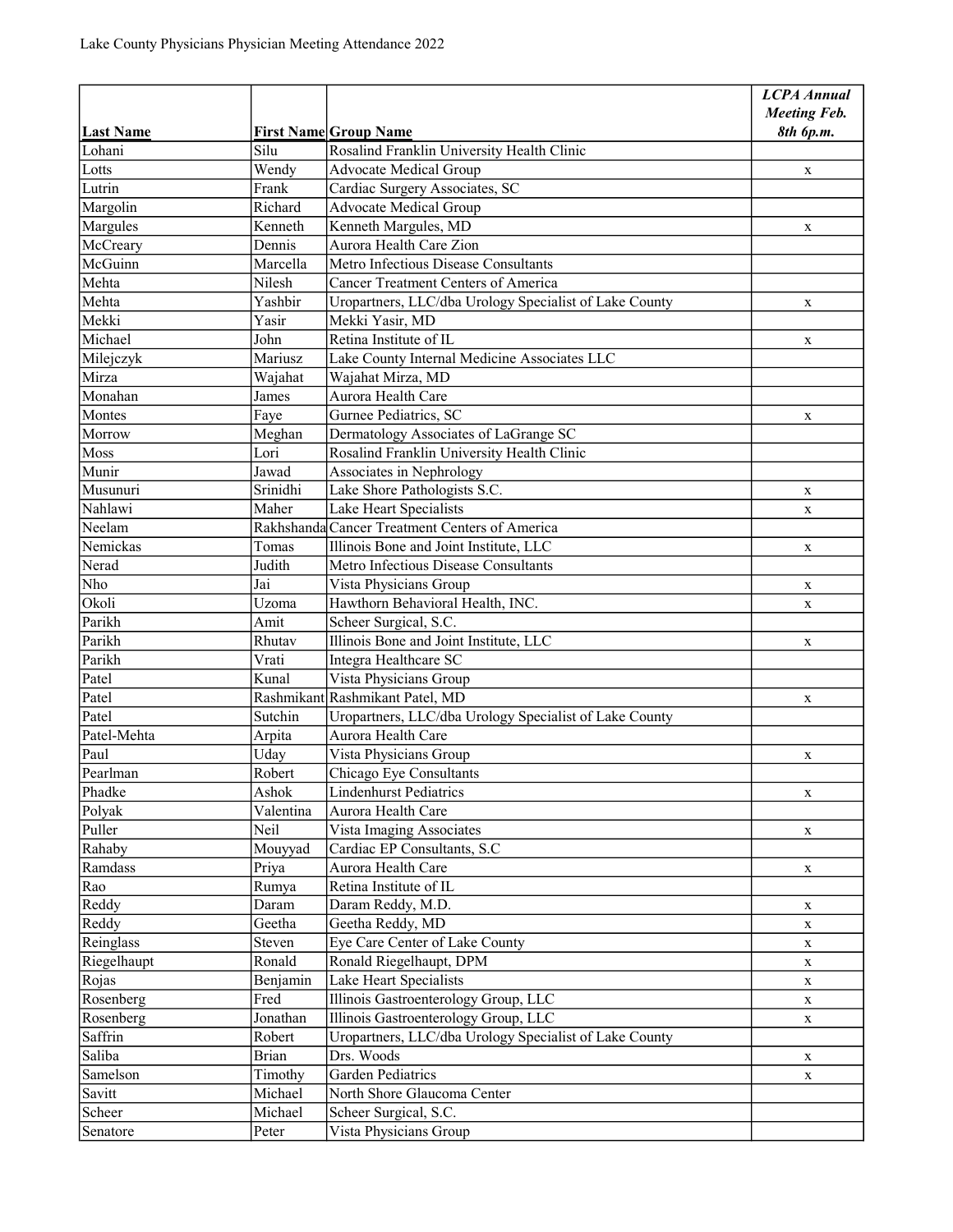Lake County Physicians Physician Meeting Attendance 2022

| Last Name | First Name | Group Name | *LCPA Annual Meeting Feb. 8th 6p.m.* |
|---|---|---|---|
| Lohani | Silu | Rosalind Franklin University Health Clinic | |
| Lotts | Wendy | Advocate Medical Group | x |
| Lutrin | Frank | Cardiac Surgery Associates, SC | |
| Margolin | Richard | Advocate Medical Group | |
| Margules | Kenneth | Kenneth Margules, MD | x |
| McCreary | Dennis | Aurora Health Care Zion | |
| McGuinn | Marcella | Metro Infectious Disease Consultants | |
| Mehta | Nilesh | Cancer Treatment Centers of America | |
| Mehta | Yashbir | Uropartners, LLC/dba Urology Specialist of Lake County | x |
| Mekki | Yasir | Mekki Yasir, MD | |
| Michael | John | Retina Institute of IL | x |
| Milejczyk | Mariusz | Lake County Internal Medicine Associates LLC | |
| Mirza | Wajahat | Wajahat Mirza, MD | |
| Monahan | James | Aurora Health Care | |
| Montes | Faye | Gurnee Pediatrics, SC | x |
| Morrow | Meghan | Dermatology Associates of LaGrange SC | |
| Moss | Lori | Rosalind Franklin University Health Clinic | |
| Munir | Jawad | Associates in Nephrology | |
| Musunuri | Srinidhi | Lake Shore Pathologists S.C. | x |
| Nahlawi | Maher | Lake Heart Specialists | x |
| Neelam | Rakhshanda | Cancer Treatment Centers of America | |
| Nemickas | Tomas | Illinois Bone and Joint Institute, LLC | x |
| Nerad | Judith | Metro Infectious Disease Consultants | |
| Nho | Jai | Vista Physicians Group | x |
| Okoli | Uzoma | Hawthorn Behavioral Health, INC. | x |
| Parikh | Amit | Scheer Surgical, S.C. | |
| Parikh | Rhutav | Illinois Bone and Joint Institute, LLC | x |
| Parikh | Vrati | Integra Healthcare SC | |
| Patel | Kunal | Vista Physicians Group | |
| Patel | Rashmikant | Rashmikant Patel, MD | x |
| Patel | Sutchin | Uropartners, LLC/dba Urology Specialist of Lake County | |
| Patel-Mehta | Arpita | Aurora Health Care | |
| Paul | Uday | Vista Physicians Group | x |
| Pearlman | Robert | Chicago Eye Consultants | |
| Phadke | Ashok | Lindenhurst Pediatrics | x |
| Polyak | Valentina | Aurora Health Care | |
| Puller | Neil | Vista Imaging Associates | x |
| Rahaby | Mouyyad | Cardiac EP Consultants, S.C | |
| Ramdass | Priya | Aurora Health Care | x |
| Rao | Rumya | Retina Institute of IL | |
| Reddy | Daram | Daram Reddy, M.D. | x |
| Reddy | Geetha | Geetha Reddy, MD | x |
| Reinglass | Steven | Eye Care Center of Lake County | x |
| Riegelhaupt | Ronald | Ronald Riegelhaupt, DPM | x |
| Rojas | Benjamin | Lake Heart Specialists | x |
| Rosenberg | Fred | Illinois Gastroenterology Group, LLC | x |
| Rosenberg | Jonathan | Illinois Gastroenterology Group, LLC | x |
| Saffrin | Robert | Uropartners, LLC/dba Urology Specialist of Lake County | |
| Saliba | Brian | Drs. Woods | x |
| Samelson | Timothy | Garden Pediatrics | x |
| Savitt | Michael | North Shore Glaucoma Center | |
| Scheer | Michael | Scheer Surgical, S.C. | |
| Senatore | Peter | Vista Physicians Group | |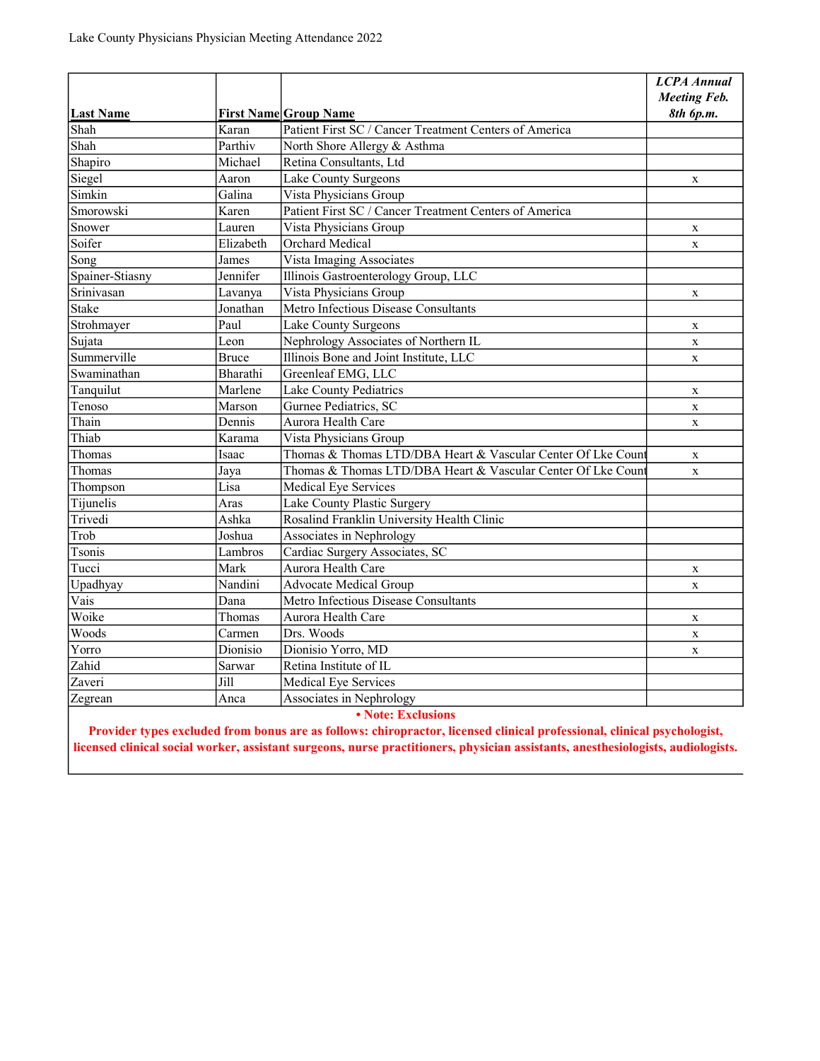Lake County Physicians Physician Meeting Attendance 2022

| Last Name | First Name | Group Name | *LCPA Annual Meeting Feb. 8th 6p.m.* |
|---|---|---|---|
| Shah | Karan | Patient First SC / Cancer Treatment Centers of America | |
| Shah | Parthiv | North Shore Allergy & Asthma | |
| Shapiro | Michael | Retina Consultants, Ltd | |
| Siegel | Aaron | Lake County Surgeons | x |
| Simkin | Galina | Vista Physicians Group | |
| Smorowski | Karen | Patient First SC / Cancer Treatment Centers of America | |
| Snower | Lauren | Vista Physicians Group | x |
| Soifer | Elizabeth | Orchard Medical | x |
| Song | James | Vista Imaging Associates | |
| Spainer-Stiasny | Jennifer | Illinois Gastroenterology Group, LLC | |
| Srinivasan | Lavanya | Vista Physicians Group | x |
| Stake | Jonathan | Metro Infectious Disease Consultants | |
| Strohmayer | Paul | Lake County Surgeons | x |
| Sujata | Leon | Nephrology Associates of Northern IL | x |
| Summerville | Bruce | Illinois Bone and Joint Institute, LLC | x |
| Swaminathan | Bharathi | Greenleaf EMG, LLC | |
| Tanquilut | Marlene | Lake County Pediatrics | x |
| Tenoso | Marson | Gurnee Pediatrics, SC | x |
| Thain | Dennis | Aurora Health Care | x |
| Thiab | Karama | Vista Physicians Group | |
| Thomas | Isaac | Thomas & Thomas LTD/DBA Heart & Vascular Center Of Lke Count | x |
| Thomas | Jaya | Thomas & Thomas LTD/DBA Heart & Vascular Center Of Lke Count | x |
| Thompson | Lisa | Medical Eye Services | |
| Tijunelis | Aras | Lake County Plastic Surgery | |
| Trivedi | Ashka | Rosalind Franklin University Health Clinic | |
| Trob | Joshua | Associates in Nephrology | |
| Tsonis | Lambros | Cardiac Surgery Associates, SC | |
| Tucci | Mark | Aurora Health Care | x |
| Upadhyay | Nandini | Advocate Medical Group | x |
| Vais | Dana | Metro Infectious Disease Consultants | |
| Woike | Thomas | Aurora Health Care | x |
| Woods | Carmen | Drs. Woods | x |
| Yorro | Dionisio | Dionisio Yorro, MD | x |
| Zahid | Sarwar | Retina Institute of IL | |
| Zaveri | Jill | Medical Eye Services | |
| Zegrean | Anca | Associates in Nephrology | |

**• Note: Exclusions**

**Provider types excluded from bonus are as follows: chiropractor, licensed clinical professional, clinical psychologist, licensed clinical social worker, assistant surgeons, nurse practitioners, physician assistants, anesthesiologists, audiologists.**